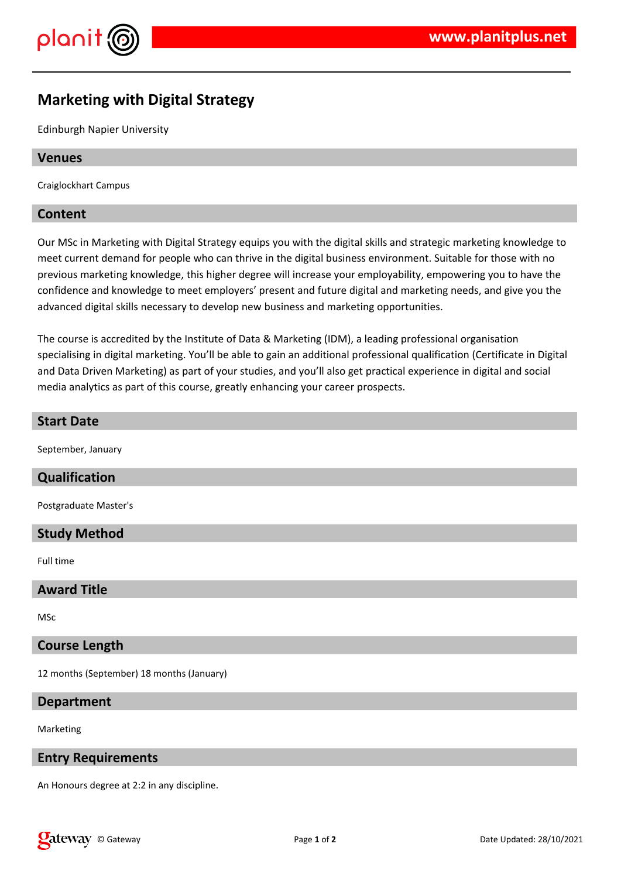# Marketing with Digital Strategy

Edinburgh Napier University

## Venues

Craiglockhart Campus

## Content

Our MSc in Marketing with Digital Strategy equips you with the digital skills and strategic marketing knowledge to meet current demand for people who can thrive in the digital business environment. Suitable for those with no previous marketing knowledge, this higher degree will increase your employability, empowering you to have the confidence and knowledge to meet employers' present and future digital and marketing needs, and give you the advanced digital skills necessary to develop new business and marketing opportunities.

The course is accredited by the Institute of Data & Marketing (IDM), a leading professional organisation specialising in digital marketing. You'll be able to gain an additional professional qualification (Certificate in Digital and Data Driven Marketing) as part of your studies, and you'll also get practical experience in digital and social media analytics as part of this course, greatly enhancing your career prospects.

## Start Date

September, January

## Qualification

Postgraduate Master's

## Study Method

Full time

## Award Title

MSc

## Course Length

12 months (September) 18 months (January)

## Department

Marketing

## Entry Requirements

An Honours degree at 2:2 in any discipline.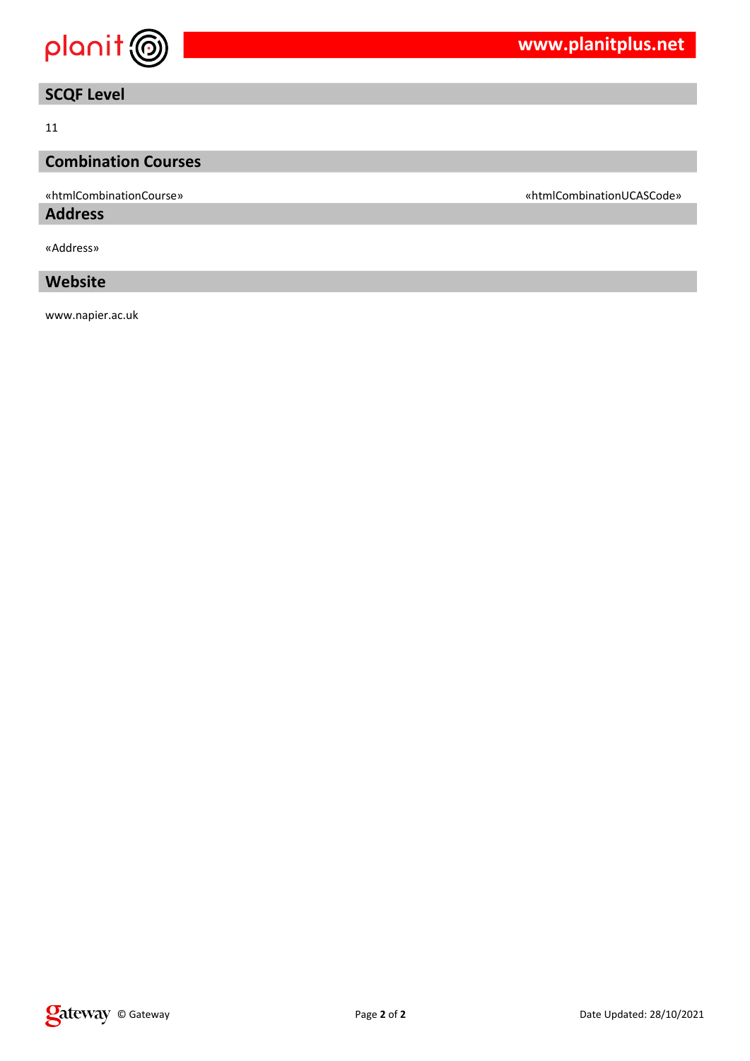## SCQF Level

11

## Combination Courses

«htmlCombinationCourse» «htmlCombinationUCASCode»

## Address

«Address»

## Website

www.napier.ac.uk